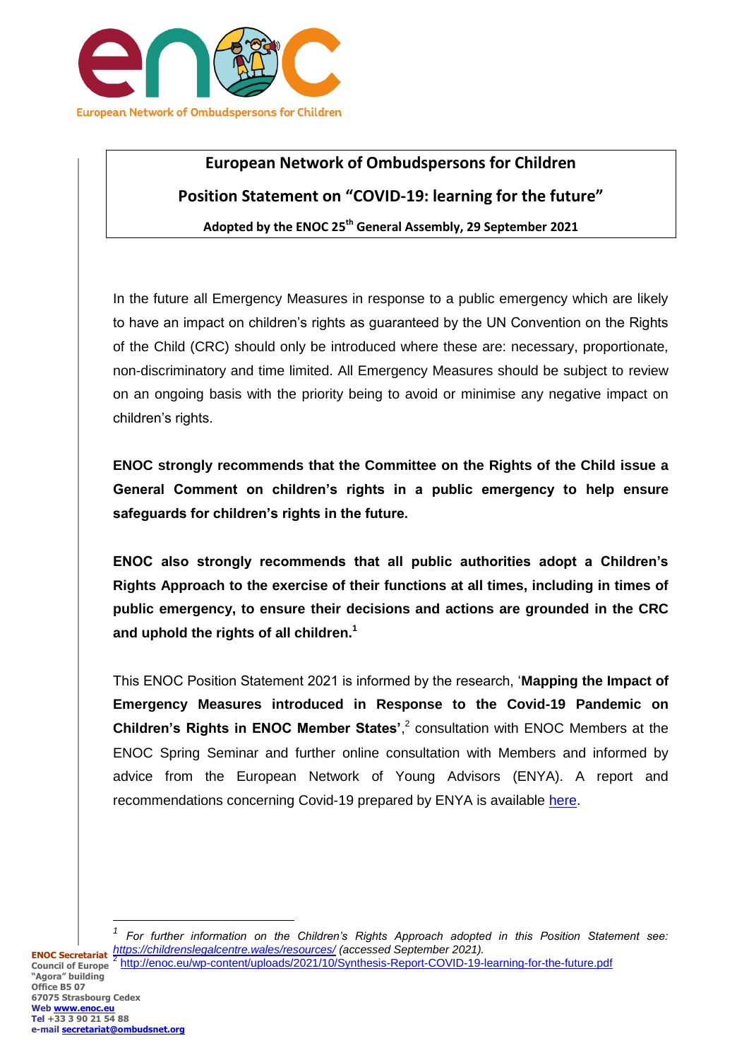European Network of Ombudspersons for Children

# European Network of Ombudspersons for Children

## Position Statement on “COVID-19: learning for the future”

**Adopted by the ENOC 25th General Assembly, 29 September 2021**

In the future all Emergency Measures in response to a public emergency which are likely to have an impact on children’s rights as guaranteed by the UN Convention on the Rights of the Child (CRC) should only be introduced where these are: necessary, proportionate, non-discriminatory and time limited. All Emergency Measures should be subject to review on an ongoing basis with the priority being to avoid or minimise any negative impact on children’s rights.

**ENOC strongly recommends that the Committee on the Rights of the Child issue a General Comment on children’s rights in a public emergency to help ensure safeguards for children’s rights in the future.**

**ENOC also strongly recommends that all public authorities adopt a Children’s Rights Approach to the exercise of their functions at all times, including in times of public emergency, to ensure their decisions and actions are grounded in the CRC and uphold the rights of all children.**[1]

This ENOC Position Statement 2021 is informed by the research, ‘**Mapping the Impact of Emergency Measures introduced in Response to the Covid-19 Pandemic on Children’s Rights in ENOC Member States**’,[2] consultation with ENOC Members at the ENOC Spring Seminar and further online consultation with Members and informed by advice from the European Network of Young Advisors (ENYA). A report and recommendations concerning Covid-19 prepared by ENYA is available here.

---

[1] *For further information on the Children’s Rights Approach adopted in this Position Statement see: https://childrenslegalcentre.wales/resources/ (accessed September 2021).*

[2] http://enoc.eu/wp-content/uploads/2021/10/Synthesis-Report-COVID-19-learning-for-the-future.pdf

**ENOC Secretariat**
**Council of Europe**
**“Agora” building**
**Office B5 07**
**67075 Strasbourg Cedex**
**Web www.enoc.eu**
**Tel +33 3 90 21 54 88**
**e-mail secretariat@ombudsnet.org**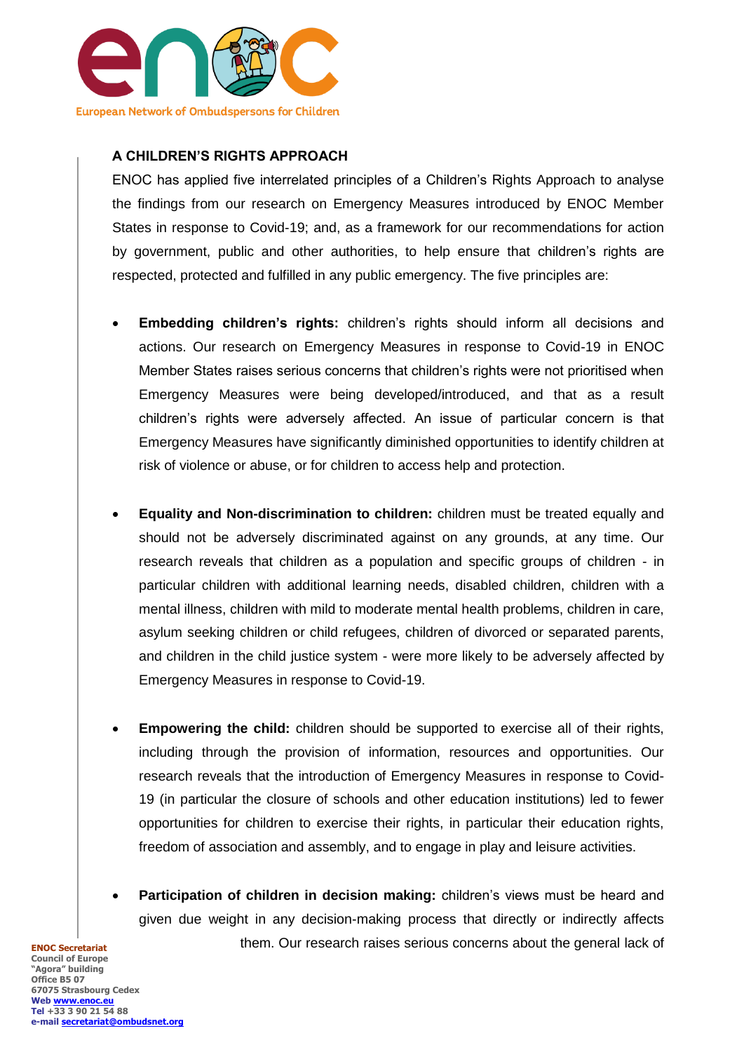## A CHILDREN'S RIGHTS APPROACH

ENOC has applied five interrelated principles of a Children's Rights Approach to analyse the findings from our research on Emergency Measures introduced by ENOC Member States in response to Covid-19; and, as a framework for our recommendations for action by government, public and other authorities, to help ensure that children's rights are respected, protected and fulfilled in any public emergency. The five principles are:

- **Embedding children's rights:** children's rights should inform all decisions and actions. Our research on Emergency Measures in response to Covid-19 in ENOC Member States raises serious concerns that children's rights were not prioritised when Emergency Measures were being developed/introduced, and that as a result children's rights were adversely affected. An issue of particular concern is that Emergency Measures have significantly diminished opportunities to identify children at risk of violence or abuse, or for children to access help and protection.

- **Equality and Non-discrimination to children:** children must be treated equally and should not be adversely discriminated against on any grounds, at any time. Our research reveals that children as a population and specific groups of children - in particular children with additional learning needs, disabled children, children with a mental illness, children with mild to moderate mental health problems, children in care, asylum seeking children or child refugees, children of divorced or separated parents, and children in the child justice system - were more likely to be adversely affected by Emergency Measures in response to Covid-19.

- **Empowering the child:** children should be supported to exercise all of their rights, including through the provision of information, resources and opportunities. Our research reveals that the introduction of Emergency Measures in response to Covid-19 (in particular the closure of schools and other education institutions) led to fewer opportunities for children to exercise their rights, in particular their education rights, freedom of association and assembly, and to engage in play and leisure activities.

- **Participation of children in decision making:** children's views must be heard and given due weight in any decision-making process that directly or indirectly affects them. Our research raises serious concerns about the general lack of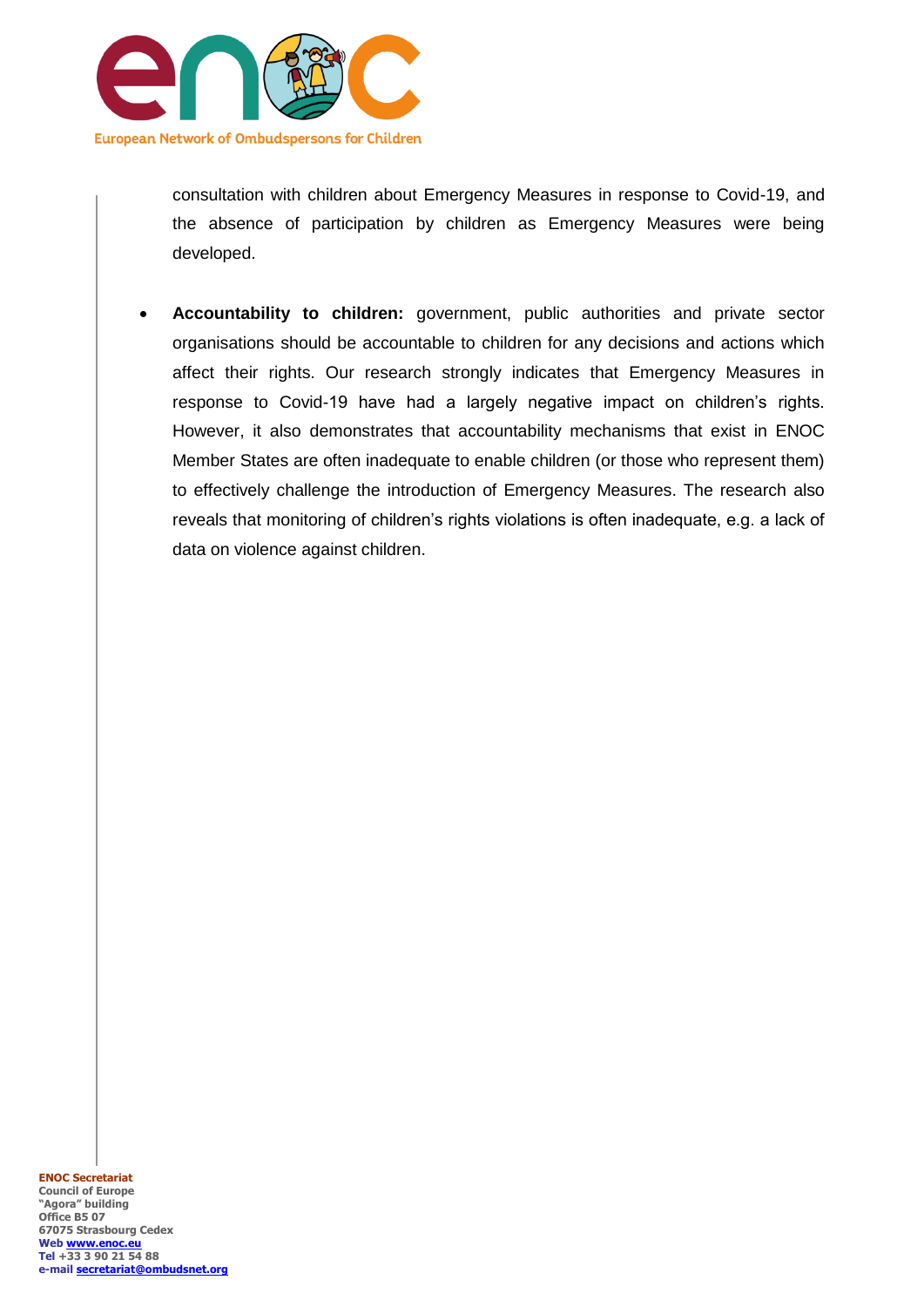consultation with children about Emergency Measures in response to Covid-19, and the absence of participation by children as Emergency Measures were being developed.

- **Accountability to children:** government, public authorities and private sector organisations should be accountable to children for any decisions and actions which affect their rights. Our research strongly indicates that Emergency Measures in response to Covid-19 have had a largely negative impact on children's rights. However, it also demonstrates that accountability mechanisms that exist in ENOC Member States are often inadequate to enable children (or those who represent them) to effectively challenge the introduction of Emergency Measures. The research also reveals that monitoring of children's rights violations is often inadequate, e.g. a lack of data on violence against children.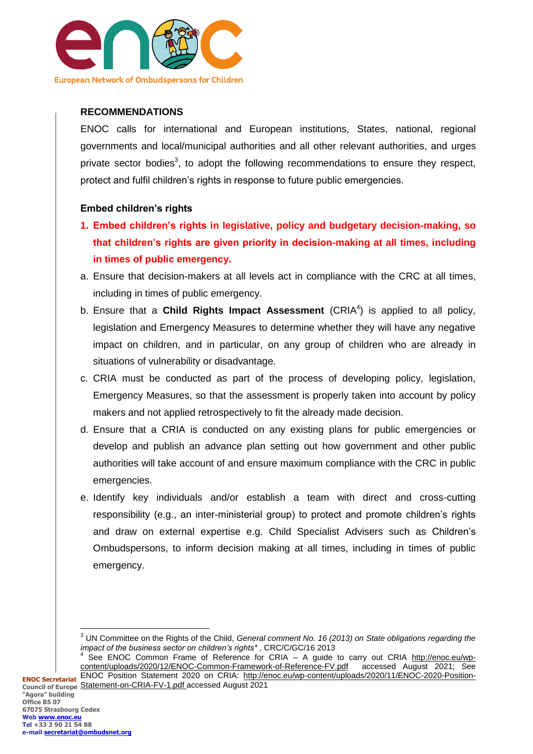### RECOMMENDATIONS

ENOC calls for international and European institutions, States, national, regional governments and local/municipal authorities and all other relevant authorities, and urges private sector bodies[3], to adopt the following recommendations to ensure they respect, protect and fulfil children's rights in response to future public emergencies.

#### Embed children's rights

**1. Embed children's rights in legislative, policy and budgetary decision-making, so that children's rights are given priority in decision-making at all times, including in times of public emergency.**

a. Ensure that decision-makers at all levels act in compliance with the CRC at all times, including in times of public emergency.

b. Ensure that a **Child Rights Impact Assessment** (CRIA[4]) is applied to all policy, legislation and Emergency Measures to determine whether they will have any negative impact on children, and in particular, on any group of children who are already in situations of vulnerability or disadvantage.

c. CRIA must be conducted as part of the process of developing policy, legislation, Emergency Measures, so that the assessment is properly taken into account by policy makers and not applied retrospectively to fit the already made decision.

d. Ensure that a CRIA is conducted on any existing plans for public emergencies or develop and publish an advance plan setting out how government and other public authorities will take account of and ensure maximum compliance with the CRC in public emergencies.

e. Identify key individuals and/or establish a team with direct and cross-cutting responsibility (e.g., an inter-ministerial group) to protect and promote children's rights and draw on external expertise e.g. Child Specialist Advisers such as Children's Ombudspersons, to inform decision making at all times, including in times of public emergency.

---

[3] UN Committee on the Rights of the Child, *General comment No. 16 (2013) on State obligations regarding the impact of the business sector on children's rights\**, CRC/C/GC/16 2013

[4] See ENOC Common Frame of Reference for CRIA – A guide to carry out CRIA http://enoc.eu/wp-content/uploads/2020/12/ENOC-Common-Framework-of-Reference-FV.pdf accessed August 2021; See ENOC Position Statement 2020 on CRIA: http://enoc.eu/wp-content/uploads/2020/11/ENOC-2020-Position-Statement-on-CRIA-FV-1.pdf accessed August 2021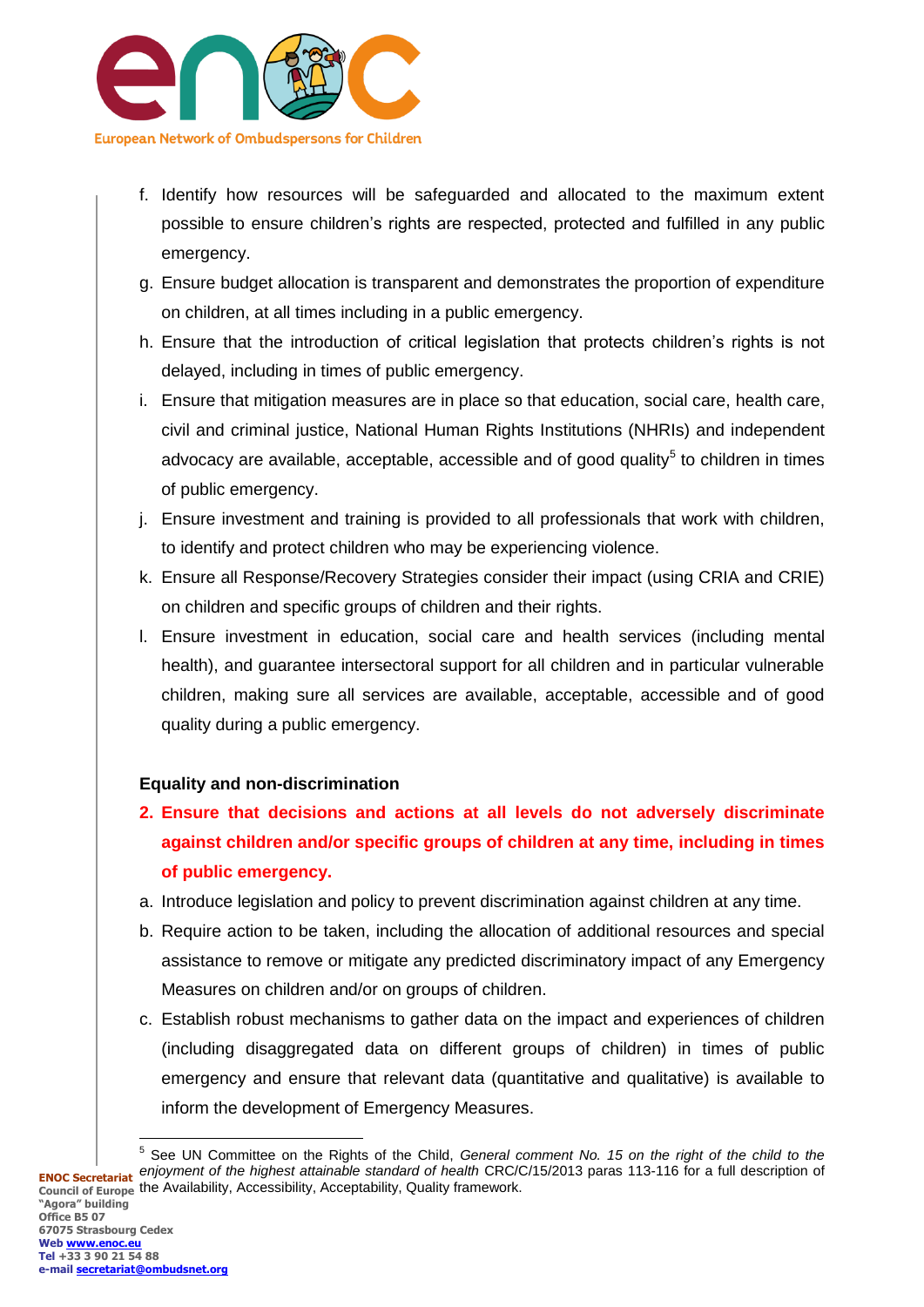f. Identify how resources will be safeguarded and allocated to the maximum extent possible to ensure children's rights are respected, protected and fulfilled in any public emergency.
g. Ensure budget allocation is transparent and demonstrates the proportion of expenditure on children, at all times including in a public emergency.
h. Ensure that the introduction of critical legislation that protects children's rights is not delayed, including in times of public emergency.
i. Ensure that mitigation measures are in place so that education, social care, health care, civil and criminal justice, National Human Rights Institutions (NHRIs) and independent advocacy are available, acceptable, accessible and of good quality[5] to children in times of public emergency.
j. Ensure investment and training is provided to all professionals that work with children, to identify and protect children who may be experiencing violence.
k. Ensure all Response/Recovery Strategies consider their impact (using CRIA and CRIE) on children and specific groups of children and their rights.
l. Ensure investment in education, social care and health services (including mental health), and guarantee intersectoral support for all children and in particular vulnerable children, making sure all services are available, acceptable, accessible and of good quality during a public emergency.

**Equality and non-discrimination**

**2. Ensure that decisions and actions at all levels do not adversely discriminate against children and/or specific groups of children at any time, including in times of public emergency.**

a. Introduce legislation and policy to prevent discrimination against children at any time.
b. Require action to be taken, including the allocation of additional resources and special assistance to remove or mitigate any predicted discriminatory impact of any Emergency Measures on children and/or on groups of children.
c. Establish robust mechanisms to gather data on the impact and experiences of children (including disaggregated data on different groups of children) in times of public emergency and ensure that relevant data (quantitative and qualitative) is available to inform the development of Emergency Measures.

[5] See UN Committee on the Rights of the Child, *General comment No. 15 on the right of the child to the enjoyment of the highest attainable standard of health* CRC/C/15/2013 paras 113-116 for a full description of the Availability, Accessibility, Acceptability, Quality framework.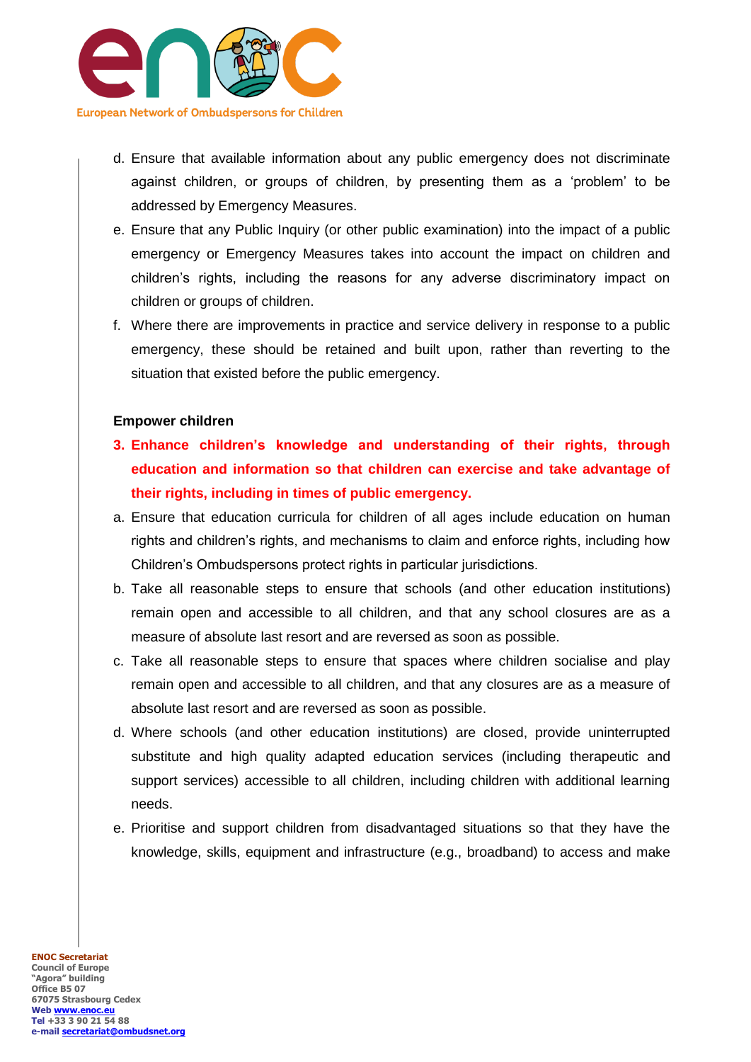d. Ensure that available information about any public emergency does not discriminate against children, or groups of children, by presenting them as a 'problem' to be addressed by Emergency Measures.

e. Ensure that any Public Inquiry (or other public examination) into the impact of a public emergency or Emergency Measures takes into account the impact on children and children's rights, including the reasons for any adverse discriminatory impact on children or groups of children.

f. Where there are improvements in practice and service delivery in response to a public emergency, these should be retained and built upon, rather than reverting to the situation that existed before the public emergency.

**Empower children**

**3. Enhance children's knowledge and understanding of their rights, through education and information so that children can exercise and take advantage of their rights, including in times of public emergency.**

a. Ensure that education curricula for children of all ages include education on human rights and children's rights, and mechanisms to claim and enforce rights, including how Children's Ombudspersons protect rights in particular jurisdictions.

b. Take all reasonable steps to ensure that schools (and other education institutions) remain open and accessible to all children, and that any school closures are as a measure of absolute last resort and are reversed as soon as possible.

c. Take all reasonable steps to ensure that spaces where children socialise and play remain open and accessible to all children, and that any closures are as a measure of absolute last resort and are reversed as soon as possible.

d. Where schools (and other education institutions) are closed, provide uninterrupted substitute and high quality adapted education services (including therapeutic and support services) accessible to all children, including children with additional learning needs.

e. Prioritise and support children from disadvantaged situations so that they have the knowledge, skills, equipment and infrastructure (e.g., broadband) to access and make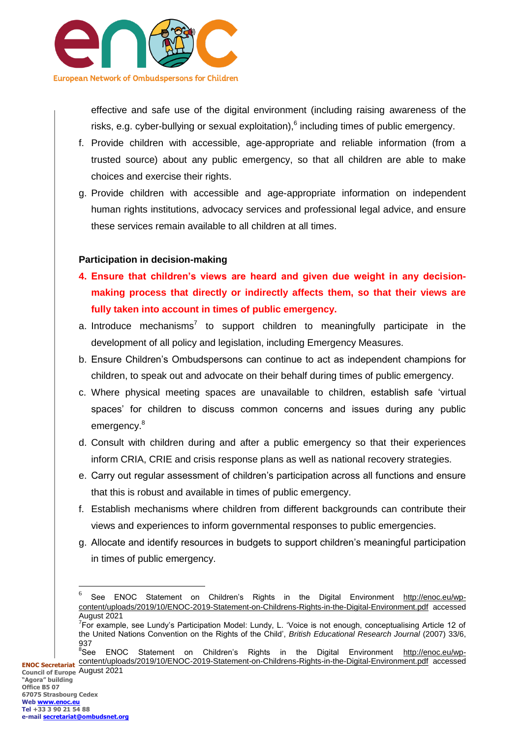effective and safe use of the digital environment (including raising awareness of the risks, e.g. cyber-bullying or sexual exploitation),[6] including times of public emergency.

f. Provide children with accessible, age-appropriate and reliable information (from a trusted source) about any public emergency, so that all children are able to make choices and exercise their rights.

g. Provide children with accessible and age-appropriate information on independent human rights institutions, advocacy services and professional legal advice, and ensure these services remain available to all children at all times.

**Participation in decision-making**

**4. Ensure that children's views are heard and given due weight in any decision-making process that directly or indirectly affects them, so that their views are fully taken into account in times of public emergency.**

a. Introduce mechanisms[7] to support children to meaningfully participate in the development of all policy and legislation, including Emergency Measures.

b. Ensure Children's Ombudspersons can continue to act as independent champions for children, to speak out and advocate on their behalf during times of public emergency.

c. Where physical meeting spaces are unavailable to children, establish safe 'virtual spaces' for children to discuss common concerns and issues during any public emergency.[8]

d. Consult with children during and after a public emergency so that their experiences inform CRIA, CRIE and crisis response plans as well as national recovery strategies.

e. Carry out regular assessment of children's participation across all functions and ensure that this is robust and available in times of public emergency.

f. Establish mechanisms where children from different backgrounds can contribute their views and experiences to inform governmental responses to public emergencies.

g. Allocate and identify resources in budgets to support children's meaningful participation in times of public emergency.

---

[6] See ENOC Statement on Children's Rights in the Digital Environment http://enoc.eu/wp-content/uploads/2019/10/ENOC-2019-Statement-on-Childrens-Rights-in-the-Digital-Environment.pdf accessed August 2021

[7] For example, see Lundy's Participation Model: Lundy, L. 'Voice is not enough, conceptualising Article 12 of the United Nations Convention on the Rights of the Child', *British Educational Research Journal* (2007) 33/6, 937

[8] See ENOC Statement on Children's Rights in the Digital Environment http://enoc.eu/wp-content/uploads/2019/10/ENOC-2019-Statement-on-Childrens-Rights-in-the-Digital-Environment.pdf accessed August 2021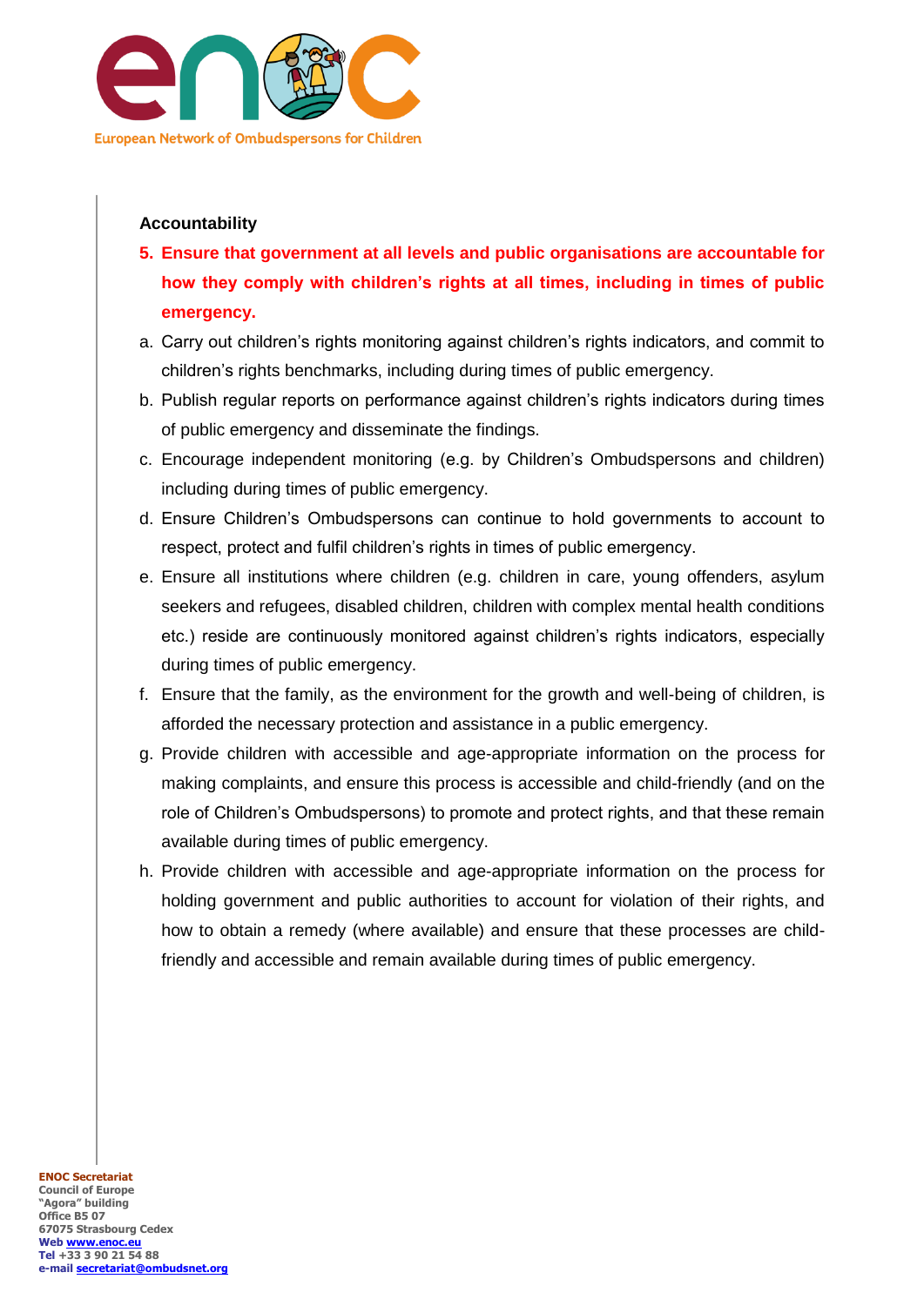**Accountability**

5. **Ensure that government at all levels and public organisations are accountable for how they comply with children's rights at all times, including in times of public emergency.**

a. Carry out children's rights monitoring against children's rights indicators, and commit to children's rights benchmarks, including during times of public emergency.

b. Publish regular reports on performance against children's rights indicators during times of public emergency and disseminate the findings.

c. Encourage independent monitoring (e.g. by Children's Ombudspersons and children) including during times of public emergency.

d. Ensure Children's Ombudspersons can continue to hold governments to account to respect, protect and fulfil children's rights in times of public emergency.

e. Ensure all institutions where children (e.g. children in care, young offenders, asylum seekers and refugees, disabled children, children with complex mental health conditions etc.) reside are continuously monitored against children's rights indicators, especially during times of public emergency.

f. Ensure that the family, as the environment for the growth and well-being of children, is afforded the necessary protection and assistance in a public emergency.

g. Provide children with accessible and age-appropriate information on the process for making complaints, and ensure this process is accessible and child-friendly (and on the role of Children's Ombudspersons) to promote and protect rights, and that these remain available during times of public emergency.

h. Provide children with accessible and age-appropriate information on the process for holding government and public authorities to account for violation of their rights, and how to obtain a remedy (where available) and ensure that these processes are child-friendly and accessible and remain available during times of public emergency.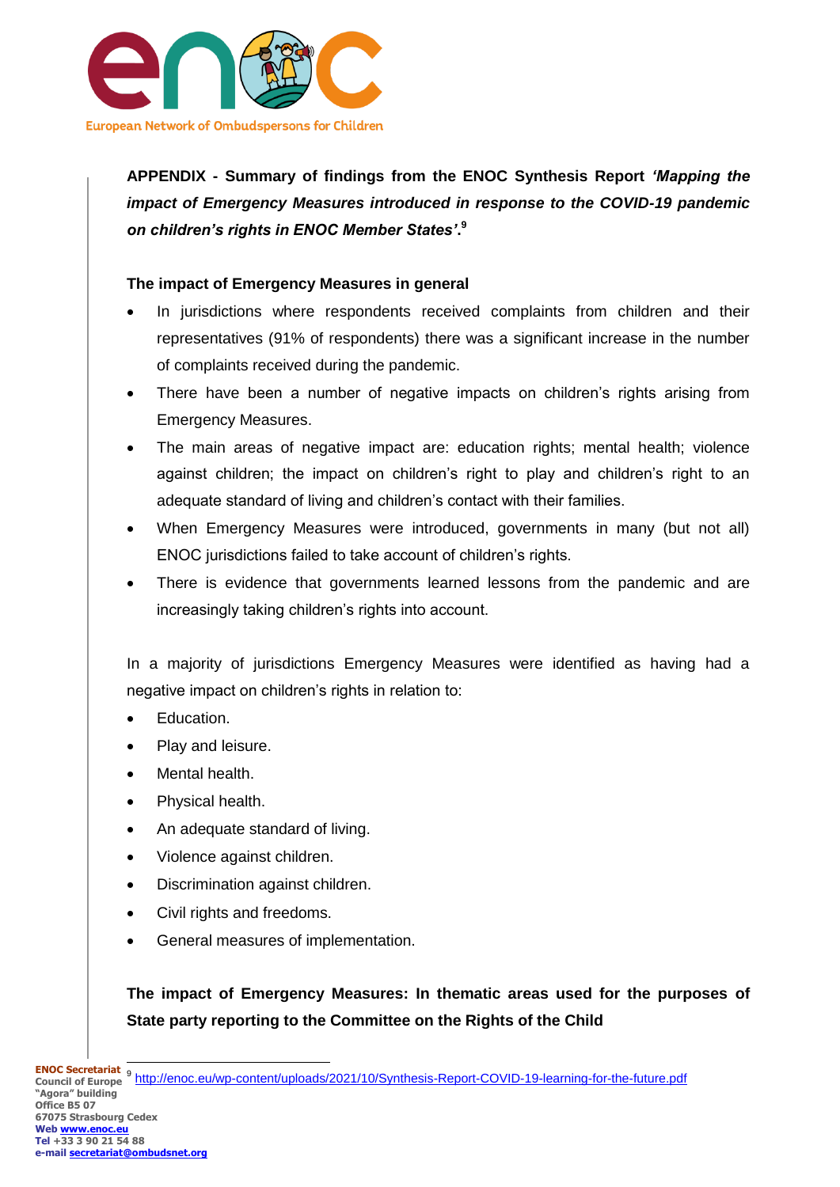**APPENDIX - Summary of findings from the ENOC Synthesis Report *'Mapping the impact of Emergency Measures introduced in response to the COVID-19 pandemic on children's rights in ENOC Member States'*.**[9]

**The impact of Emergency Measures in general**

- In jurisdictions where respondents received complaints from children and their representatives (91% of respondents) there was a significant increase in the number of complaints received during the pandemic.
- There have been a number of negative impacts on children's rights arising from Emergency Measures.
- The main areas of negative impact are: education rights; mental health; violence against children; the impact on children's right to play and children's right to an adequate standard of living and children's contact with their families.
- When Emergency Measures were introduced, governments in many (but not all) ENOC jurisdictions failed to take account of children's rights.
- There is evidence that governments learned lessons from the pandemic and are increasingly taking children's rights into account.

In a majority of jurisdictions Emergency Measures were identified as having had a negative impact on children's rights in relation to:

- Education.
- Play and leisure.
- Mental health.
- Physical health.
- An adequate standard of living.
- Violence against children.
- Discrimination against children.
- Civil rights and freedoms.
- General measures of implementation.

**The impact of Emergency Measures: In thematic areas used for the purposes of State party reporting to the Committee on the Rights of the Child**

[9] http://enoc.eu/wp-content/uploads/2021/10/Synthesis-Report-COVID-19-learning-for-the-future.pdf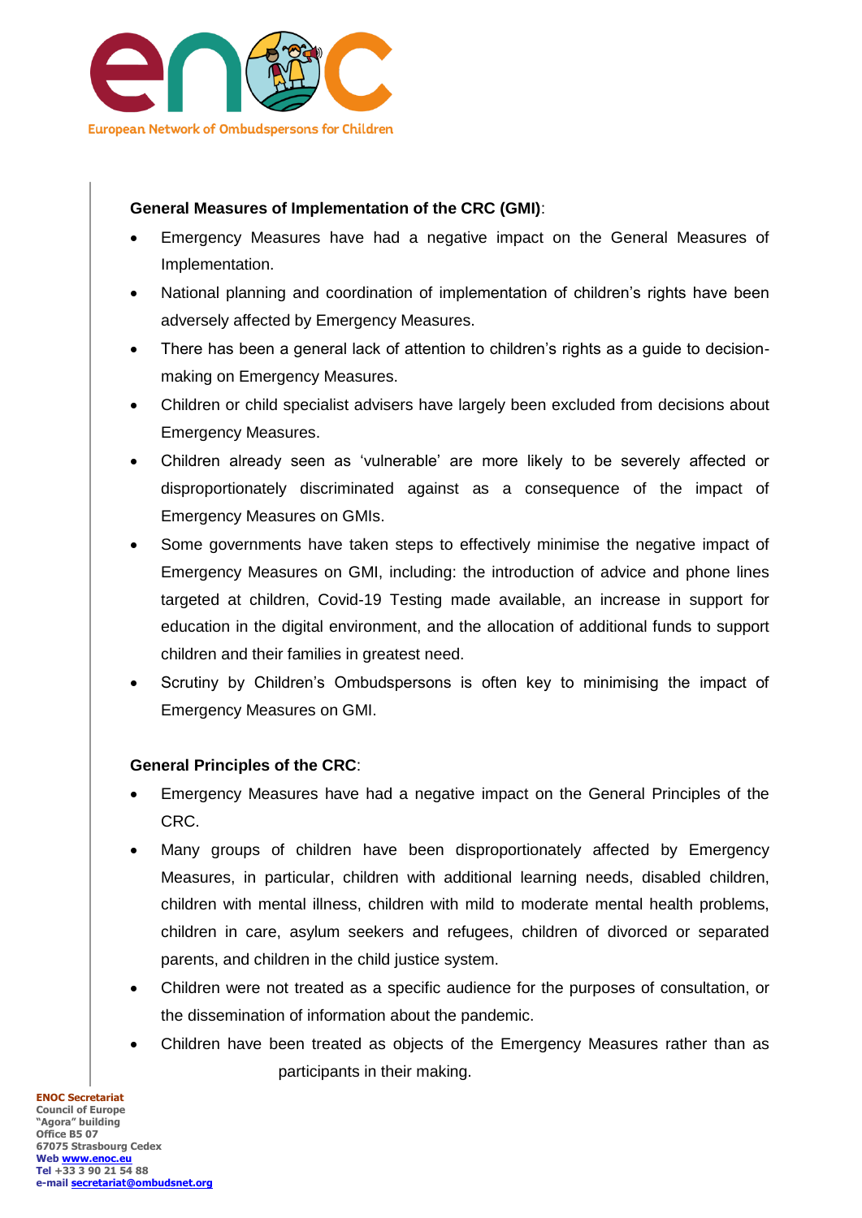**General Measures of Implementation of the CRC (GMI)**:

- Emergency Measures have had a negative impact on the General Measures of Implementation.
- National planning and coordination of implementation of children's rights have been adversely affected by Emergency Measures.
- There has been a general lack of attention to children's rights as a guide to decision-making on Emergency Measures.
- Children or child specialist advisers have largely been excluded from decisions about Emergency Measures.
- Children already seen as 'vulnerable' are more likely to be severely affected or disproportionately discriminated against as a consequence of the impact of Emergency Measures on GMIs.
- Some governments have taken steps to effectively minimise the negative impact of Emergency Measures on GMI, including: the introduction of advice and phone lines targeted at children, Covid-19 Testing made available, an increase in support for education in the digital environment, and the allocation of additional funds to support children and their families in greatest need.
- Scrutiny by Children's Ombudspersons is often key to minimising the impact of Emergency Measures on GMI.

**General Principles of the CRC**:

- Emergency Measures have had a negative impact on the General Principles of the CRC.
- Many groups of children have been disproportionately affected by Emergency Measures, in particular, children with additional learning needs, disabled children, children with mental illness, children with mild to moderate mental health problems, children in care, asylum seekers and refugees, children of divorced or separated parents, and children in the child justice system.
- Children were not treated as a specific audience for the purposes of consultation, or the dissemination of information about the pandemic.
- Children have been treated as objects of the Emergency Measures rather than as participants in their making.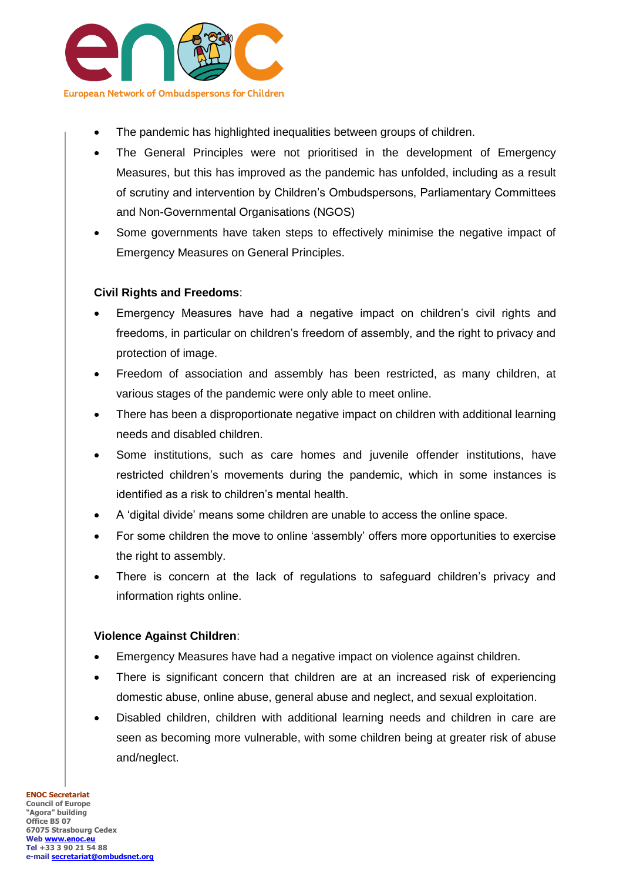- The pandemic has highlighted inequalities between groups of children.
- The General Principles were not prioritised in the development of Emergency Measures, but this has improved as the pandemic has unfolded, including as a result of scrutiny and intervention by Children's Ombudspersons, Parliamentary Committees and Non-Governmental Organisations (NGOS)
- Some governments have taken steps to effectively minimise the negative impact of Emergency Measures on General Principles.

**Civil Rights and Freedoms**:

- Emergency Measures have had a negative impact on children's civil rights and freedoms, in particular on children's freedom of assembly, and the right to privacy and protection of image.
- Freedom of association and assembly has been restricted, as many children, at various stages of the pandemic were only able to meet online.
- There has been a disproportionate negative impact on children with additional learning needs and disabled children.
- Some institutions, such as care homes and juvenile offender institutions, have restricted children's movements during the pandemic, which in some instances is identified as a risk to children's mental health.
- A 'digital divide' means some children are unable to access the online space.
- For some children the move to online 'assembly' offers more opportunities to exercise the right to assembly.
- There is concern at the lack of regulations to safeguard children's privacy and information rights online.

**Violence Against Children**:

- Emergency Measures have had a negative impact on violence against children.
- There is significant concern that children are at an increased risk of experiencing domestic abuse, online abuse, general abuse and neglect, and sexual exploitation.
- Disabled children, children with additional learning needs and children in care are seen as becoming more vulnerable, with some children being at greater risk of abuse and/neglect.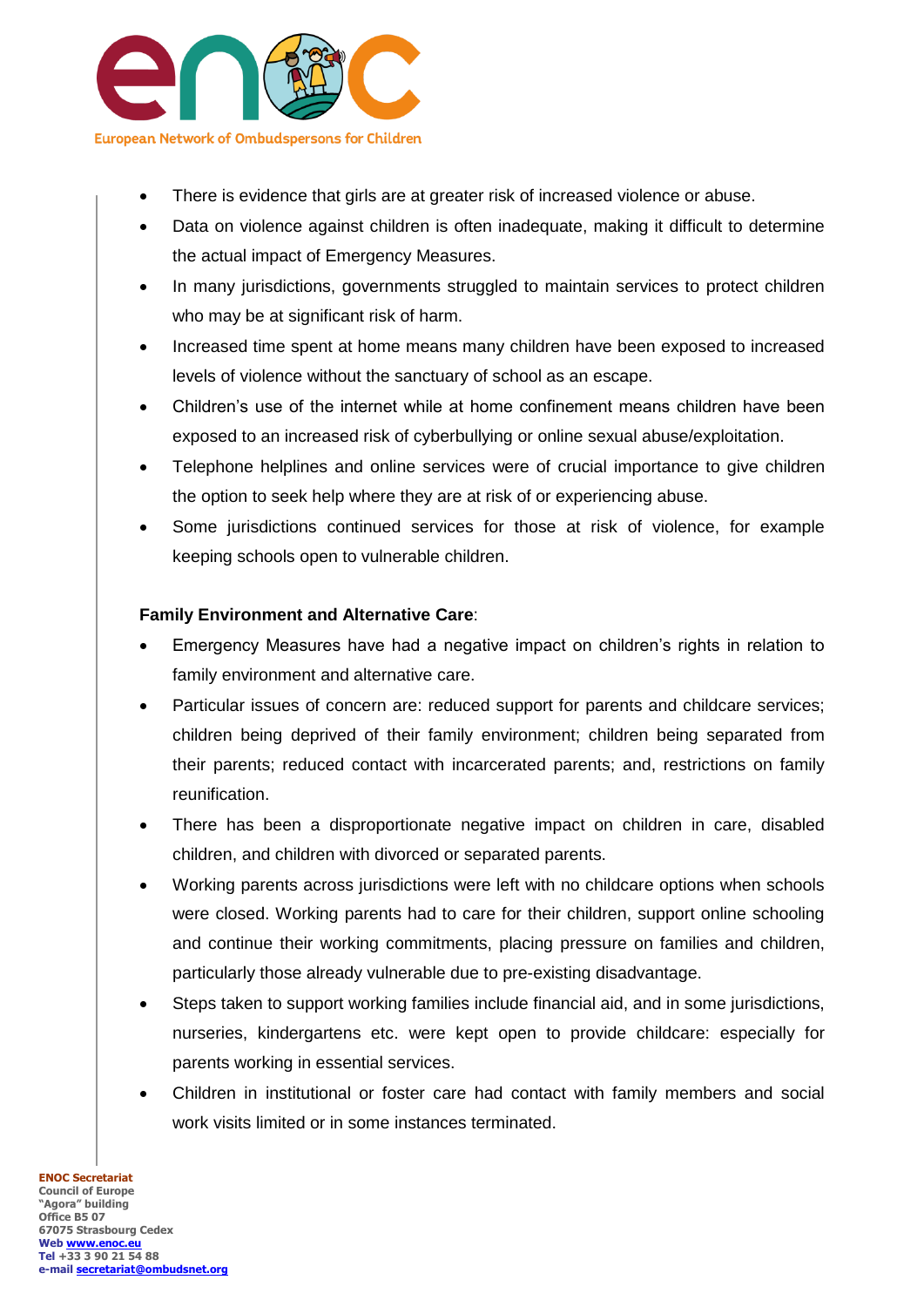- There is evidence that girls are at greater risk of increased violence or abuse.
- Data on violence against children is often inadequate, making it difficult to determine the actual impact of Emergency Measures.
- In many jurisdictions, governments struggled to maintain services to protect children who may be at significant risk of harm.
- Increased time spent at home means many children have been exposed to increased levels of violence without the sanctuary of school as an escape.
- Children's use of the internet while at home confinement means children have been exposed to an increased risk of cyberbullying or online sexual abuse/exploitation.
- Telephone helplines and online services were of crucial importance to give children the option to seek help where they are at risk of or experiencing abuse.
- Some jurisdictions continued services for those at risk of violence, for example keeping schools open to vulnerable children.

**Family Environment and Alternative Care**:

- Emergency Measures have had a negative impact on children's rights in relation to family environment and alternative care.
- Particular issues of concern are: reduced support for parents and childcare services; children being deprived of their family environment; children being separated from their parents; reduced contact with incarcerated parents; and, restrictions on family reunification.
- There has been a disproportionate negative impact on children in care, disabled children, and children with divorced or separated parents.
- Working parents across jurisdictions were left with no childcare options when schools were closed. Working parents had to care for their children, support online schooling and continue their working commitments, placing pressure on families and children, particularly those already vulnerable due to pre-existing disadvantage.
- Steps taken to support working families include financial aid, and in some jurisdictions, nurseries, kindergartens etc. were kept open to provide childcare: especially for parents working in essential services.
- Children in institutional or foster care had contact with family members and social work visits limited or in some instances terminated.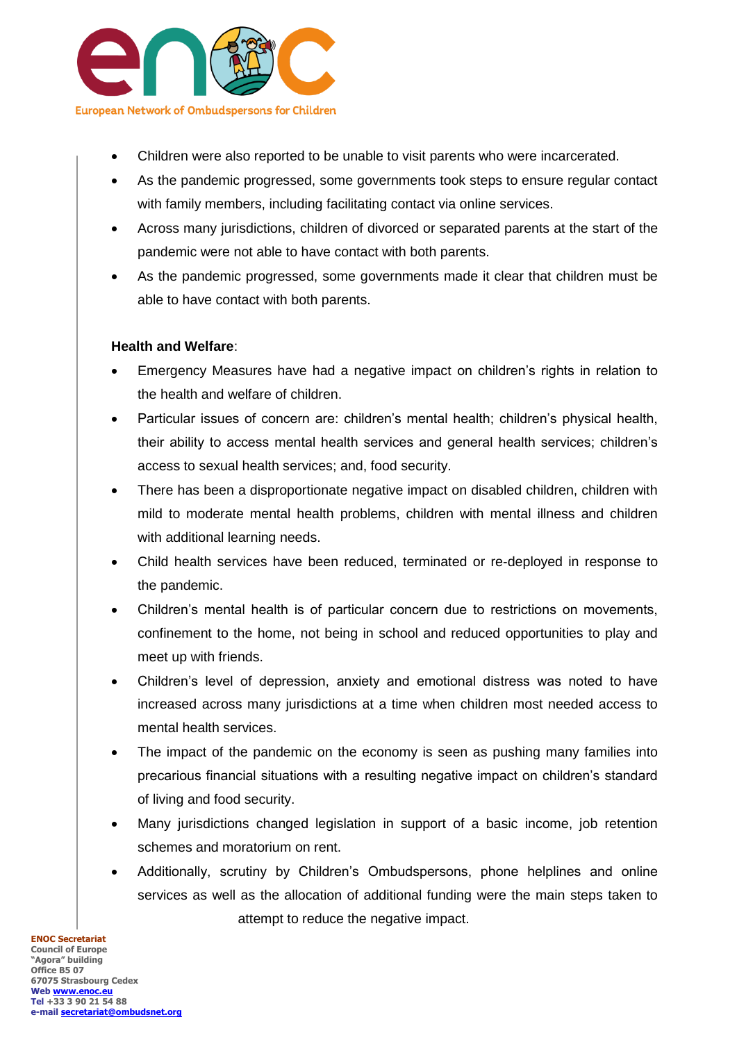- Children were also reported to be unable to visit parents who were incarcerated.
- As the pandemic progressed, some governments took steps to ensure regular contact with family members, including facilitating contact via online services.
- Across many jurisdictions, children of divorced or separated parents at the start of the pandemic were not able to have contact with both parents.
- As the pandemic progressed, some governments made it clear that children must be able to have contact with both parents.

**Health and Welfare**:

- Emergency Measures have had a negative impact on children's rights in relation to the health and welfare of children.
- Particular issues of concern are: children's mental health; children's physical health, their ability to access mental health services and general health services; children's access to sexual health services; and, food security.
- There has been a disproportionate negative impact on disabled children, children with mild to moderate mental health problems, children with mental illness and children with additional learning needs.
- Child health services have been reduced, terminated or re-deployed in response to the pandemic.
- Children's mental health is of particular concern due to restrictions on movements, confinement to the home, not being in school and reduced opportunities to play and meet up with friends.
- Children's level of depression, anxiety and emotional distress was noted to have increased across many jurisdictions at a time when children most needed access to mental health services.
- The impact of the pandemic on the economy is seen as pushing many families into precarious financial situations with a resulting negative impact on children's standard of living and food security.
- Many jurisdictions changed legislation in support of a basic income, job retention schemes and moratorium on rent.
- Additionally, scrutiny by Children's Ombudspersons, phone helplines and online services as well as the allocation of additional funding were the main steps taken to attempt to reduce the negative impact.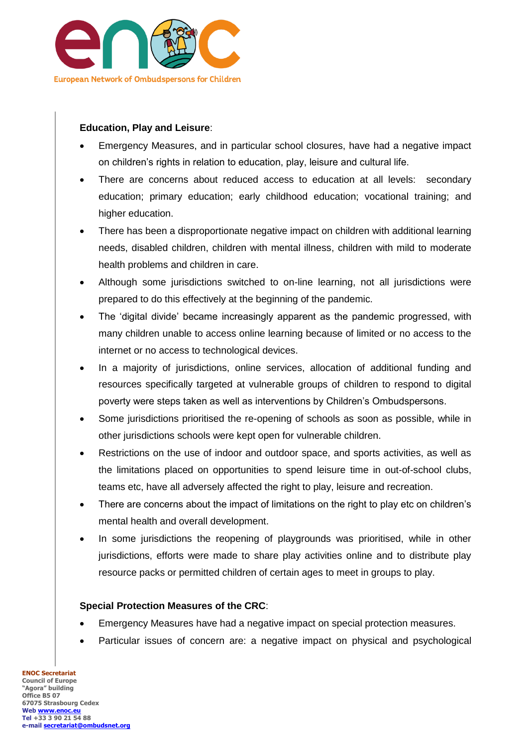**Education, Play and Leisure**:

- Emergency Measures, and in particular school closures, have had a negative impact on children's rights in relation to education, play, leisure and cultural life.
- There are concerns about reduced access to education at all levels: secondary education; primary education; early childhood education; vocational training; and higher education.
- There has been a disproportionate negative impact on children with additional learning needs, disabled children, children with mental illness, children with mild to moderate health problems and children in care.
- Although some jurisdictions switched to on-line learning, not all jurisdictions were prepared to do this effectively at the beginning of the pandemic.
- The 'digital divide' became increasingly apparent as the pandemic progressed, with many children unable to access online learning because of limited or no access to the internet or no access to technological devices.
- In a majority of jurisdictions, online services, allocation of additional funding and resources specifically targeted at vulnerable groups of children to respond to digital poverty were steps taken as well as interventions by Children's Ombudspersons.
- Some jurisdictions prioritised the re-opening of schools as soon as possible, while in other jurisdictions schools were kept open for vulnerable children.
- Restrictions on the use of indoor and outdoor space, and sports activities, as well as the limitations placed on opportunities to spend leisure time in out-of-school clubs, teams etc, have all adversely affected the right to play, leisure and recreation.
- There are concerns about the impact of limitations on the right to play etc on children's mental health and overall development.
- In some jurisdictions the reopening of playgrounds was prioritised, while in other jurisdictions, efforts were made to share play activities online and to distribute play resource packs or permitted children of certain ages to meet in groups to play.

**Special Protection Measures of the CRC**:

- Emergency Measures have had a negative impact on special protection measures.
- Particular issues of concern are: a negative impact on physical and psychological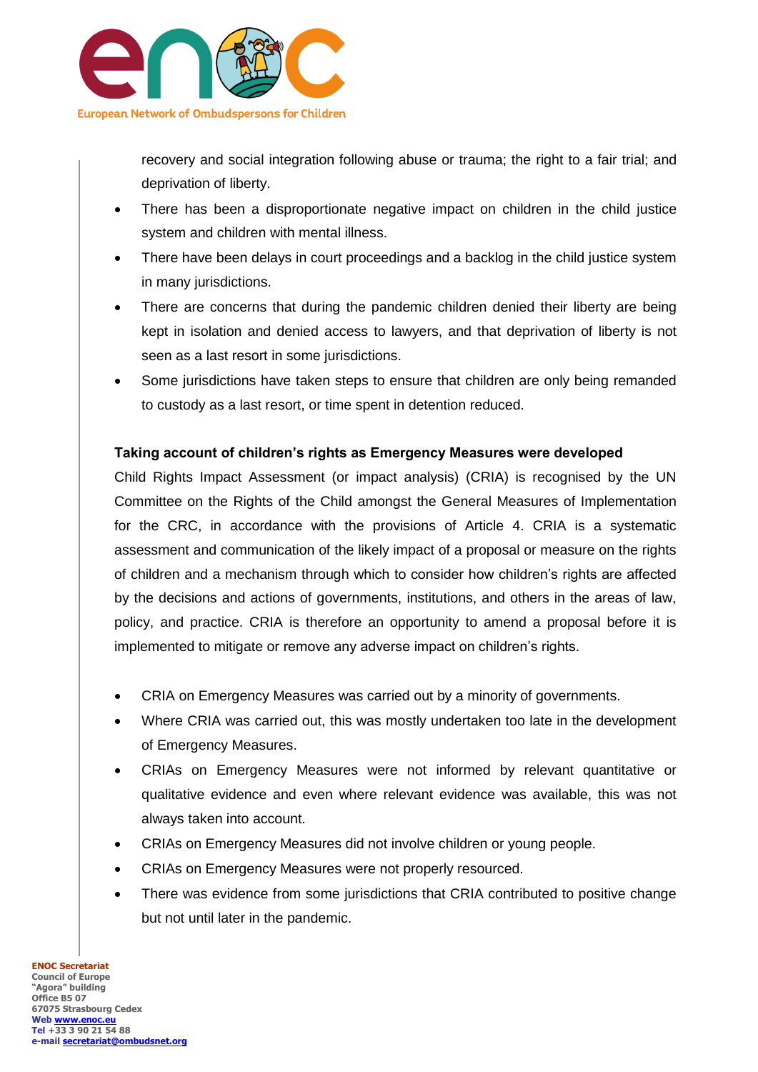recovery and social integration following abuse or trauma; the right to a fair trial; and deprivation of liberty.

- There has been a disproportionate negative impact on children in the child justice system and children with mental illness.
- There have been delays in court proceedings and a backlog in the child justice system in many jurisdictions.
- There are concerns that during the pandemic children denied their liberty are being kept in isolation and denied access to lawyers, and that deprivation of liberty is not seen as a last resort in some jurisdictions.
- Some jurisdictions have taken steps to ensure that children are only being remanded to custody as a last resort, or time spent in detention reduced.

**Taking account of children's rights as Emergency Measures were developed**

Child Rights Impact Assessment (or impact analysis) (CRIA) is recognised by the UN Committee on the Rights of the Child amongst the General Measures of Implementation for the CRC, in accordance with the provisions of Article 4. CRIA is a systematic assessment and communication of the likely impact of a proposal or measure on the rights of children and a mechanism through which to consider how children's rights are affected by the decisions and actions of governments, institutions, and others in the areas of law, policy, and practice. CRIA is therefore an opportunity to amend a proposal before it is implemented to mitigate or remove any adverse impact on children's rights.

- CRIA on Emergency Measures was carried out by a minority of governments.
- Where CRIA was carried out, this was mostly undertaken too late in the development of Emergency Measures.
- CRIAs on Emergency Measures were not informed by relevant quantitative or qualitative evidence and even where relevant evidence was available, this was not always taken into account.
- CRIAs on Emergency Measures did not involve children or young people.
- CRIAs on Emergency Measures were not properly resourced.
- There was evidence from some jurisdictions that CRIA contributed to positive change but not until later in the pandemic.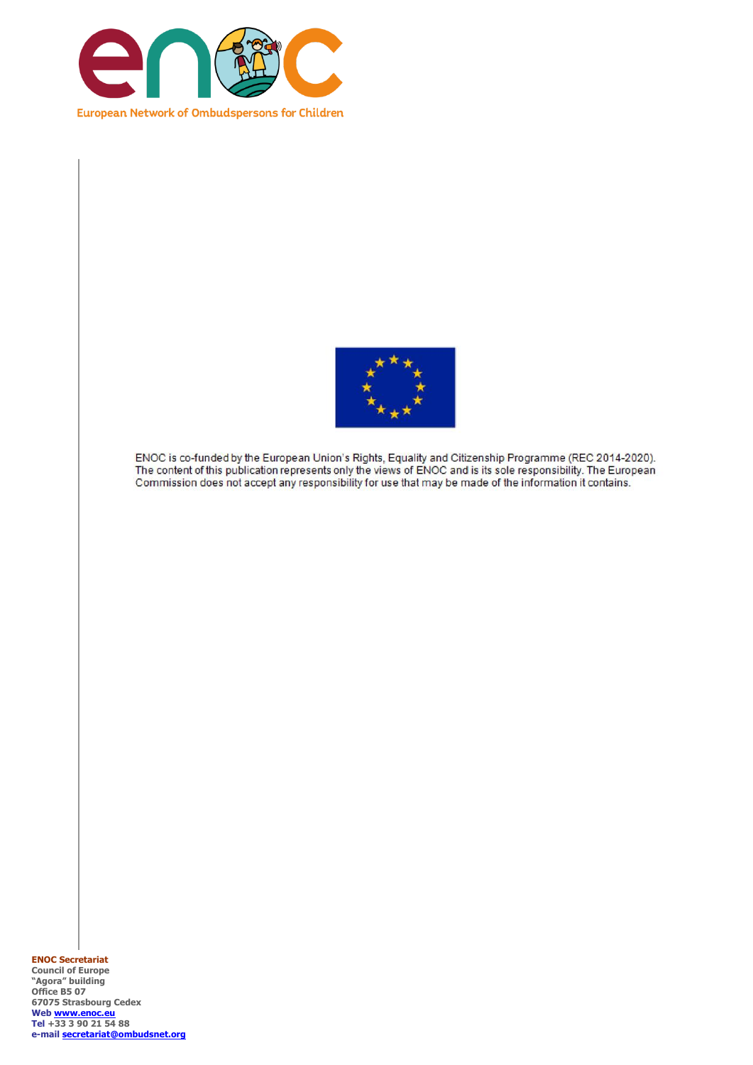European Network of Ombudspersons for Children

ENOC is co-funded by the European Union's Rights, Equality and Citizenship Programme (REC 2014-2020). The content of this publication represents only the views of ENOC and is its sole responsibility. The European Commission does not accept any responsibility for use that may be made of the information it contains.

**ENOC Secretariat**
**Council of Europe**
**"Agora" building**
**Office B5 07**
**67075 Strasbourg Cedex**
**Web [www.enoc.eu](http://www.enoc.eu)**
**Tel +33 3 90 21 54 88**
**e-mail [secretariat@ombudsnet.org](mailto:secretariat@ombudsnet.org)**